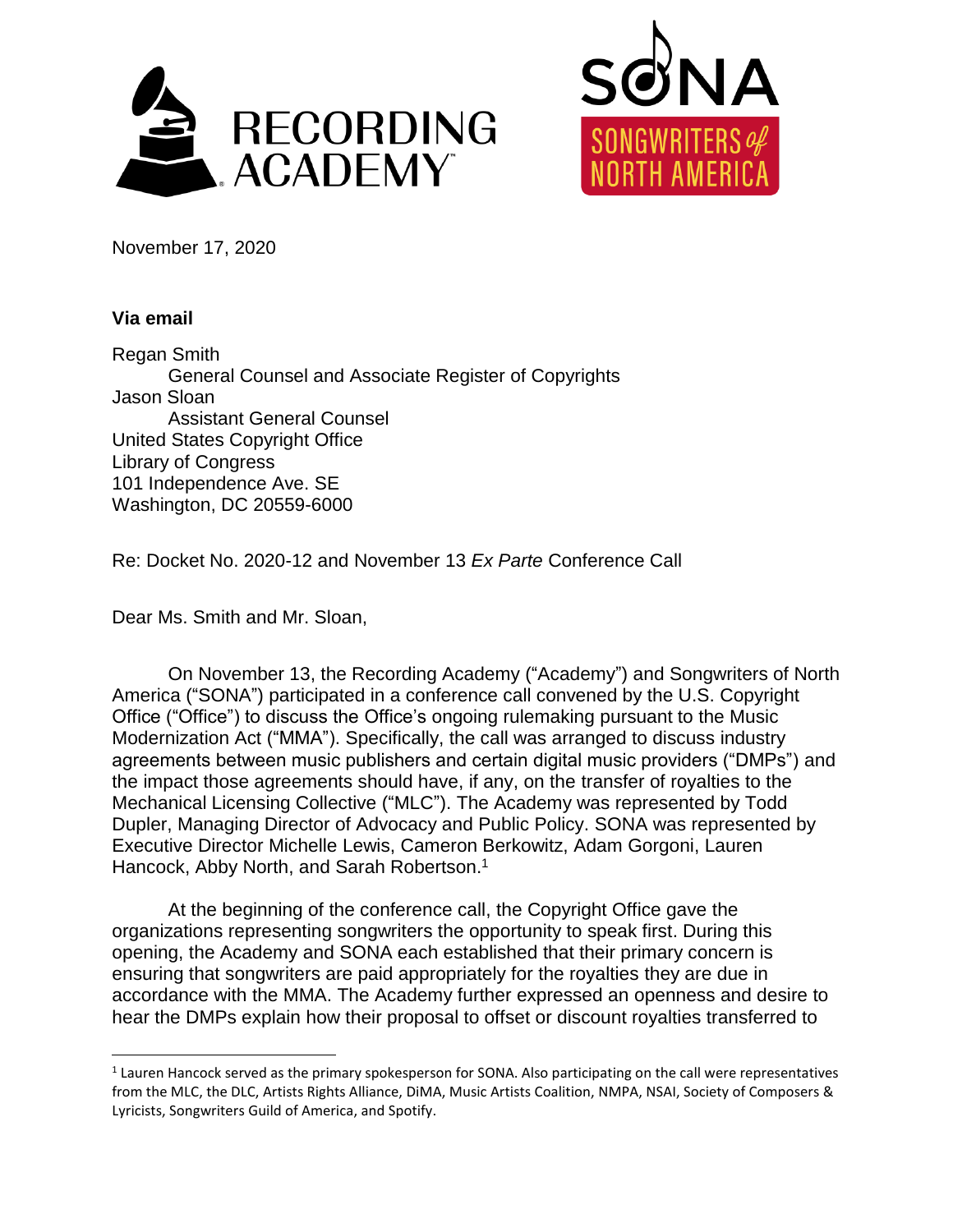November 17, 2020

**Via email**

Regan Smith
General Counsel and Associate Register of Copyrights
Jason Sloan
Assistant General Counsel
United States Copyright Office
Library of Congress
101 Independence Ave. SE
Washington, DC 20559-6000

Re: Docket No. 2020-12 and November 13 *Ex Parte* Conference Call

Dear Ms. Smith and Mr. Sloan,

On November 13, the Recording Academy ("Academy") and Songwriters of North America ("SONA") participated in a conference call convened by the U.S. Copyright Office ("Office") to discuss the Office's ongoing rulemaking pursuant to the Music Modernization Act ("MMA"). Specifically, the call was arranged to discuss industry agreements between music publishers and certain digital music providers ("DMPs") and the impact those agreements should have, if any, on the transfer of royalties to the Mechanical Licensing Collective ("MLC"). The Academy was represented by Todd Dupler, Managing Director of Advocacy and Public Policy. SONA was represented by Executive Director Michelle Lewis, Cameron Berkowitz, Adam Gorgoni, Lauren Hancock, Abby North, and Sarah Robertson.[1]

At the beginning of the conference call, the Copyright Office gave the organizations representing songwriters the opportunity to speak first. During this opening, the Academy and SONA each established that their primary concern is ensuring that songwriters are paid appropriately for the royalties they are due in accordance with the MMA. The Academy further expressed an openness and desire to hear the DMPs explain how their proposal to offset or discount royalties transferred to

[1] Lauren Hancock served as the primary spokesperson for SONA. Also participating on the call were representatives from the MLC, the DLC, Artists Rights Alliance, DiMA, Music Artists Coalition, NMPA, NSAI, Society of Composers & Lyricists, Songwriters Guild of America, and Spotify.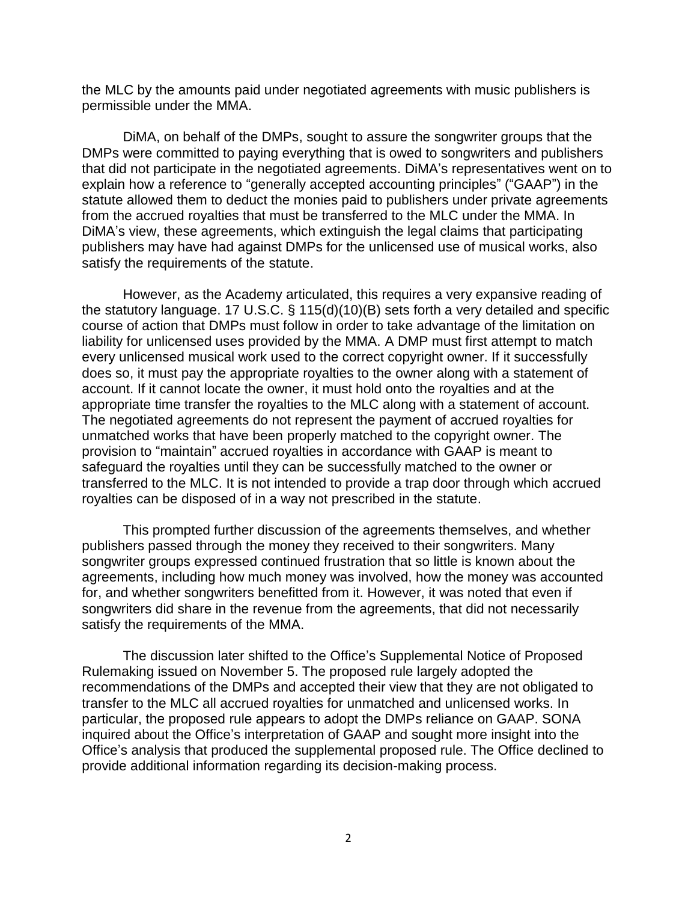the MLC by the amounts paid under negotiated agreements with music publishers is permissible under the MMA.

DiMA, on behalf of the DMPs, sought to assure the songwriter groups that the DMPs were committed to paying everything that is owed to songwriters and publishers that did not participate in the negotiated agreements. DiMA's representatives went on to explain how a reference to "generally accepted accounting principles" ("GAAP") in the statute allowed them to deduct the monies paid to publishers under private agreements from the accrued royalties that must be transferred to the MLC under the MMA. In DiMA's view, these agreements, which extinguish the legal claims that participating publishers may have had against DMPs for the unlicensed use of musical works, also satisfy the requirements of the statute.

However, as the Academy articulated, this requires a very expansive reading of the statutory language. 17 U.S.C. § 115(d)(10)(B) sets forth a very detailed and specific course of action that DMPs must follow in order to take advantage of the limitation on liability for unlicensed uses provided by the MMA. A DMP must first attempt to match every unlicensed musical work used to the correct copyright owner. If it successfully does so, it must pay the appropriate royalties to the owner along with a statement of account. If it cannot locate the owner, it must hold onto the royalties and at the appropriate time transfer the royalties to the MLC along with a statement of account. The negotiated agreements do not represent the payment of accrued royalties for unmatched works that have been properly matched to the copyright owner. The provision to "maintain" accrued royalties in accordance with GAAP is meant to safeguard the royalties until they can be successfully matched to the owner or transferred to the MLC. It is not intended to provide a trap door through which accrued royalties can be disposed of in a way not prescribed in the statute.

This prompted further discussion of the agreements themselves, and whether publishers passed through the money they received to their songwriters. Many songwriter groups expressed continued frustration that so little is known about the agreements, including how much money was involved, how the money was accounted for, and whether songwriters benefitted from it. However, it was noted that even if songwriters did share in the revenue from the agreements, that did not necessarily satisfy the requirements of the MMA.

The discussion later shifted to the Office's Supplemental Notice of Proposed Rulemaking issued on November 5. The proposed rule largely adopted the recommendations of the DMPs and accepted their view that they are not obligated to transfer to the MLC all accrued royalties for unmatched and unlicensed works. In particular, the proposed rule appears to adopt the DMPs reliance on GAAP. SONA inquired about the Office's interpretation of GAAP and sought more insight into the Office's analysis that produced the supplemental proposed rule. The Office declined to provide additional information regarding its decision-making process.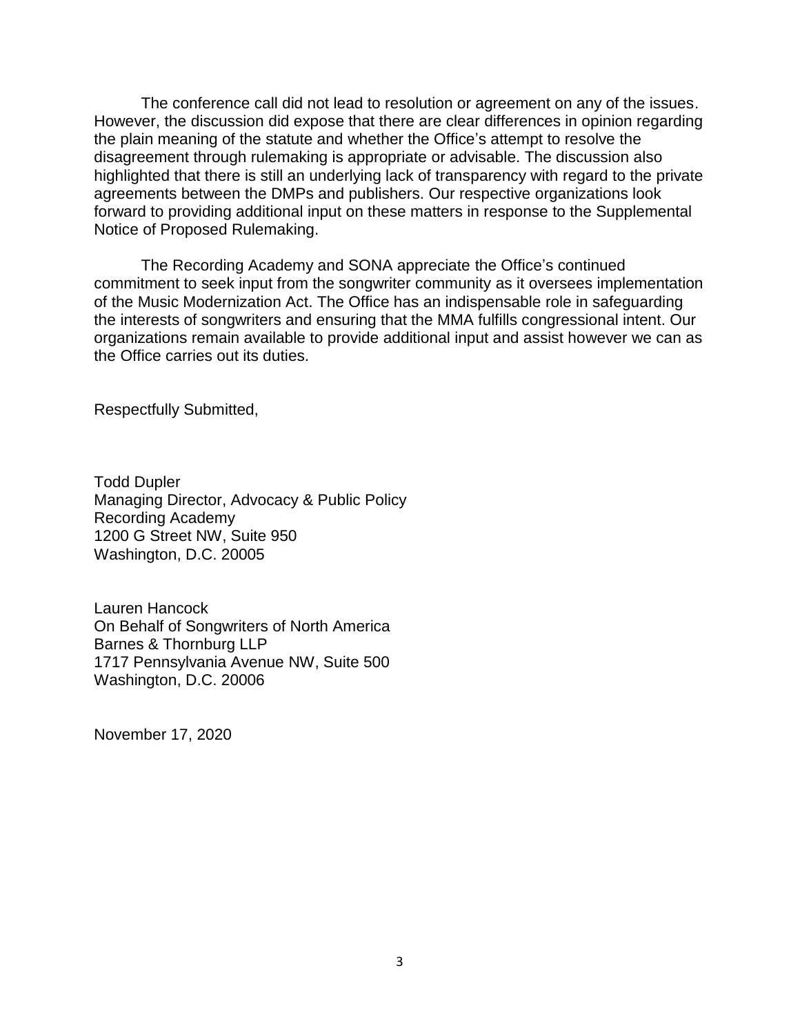The conference call did not lead to resolution or agreement on any of the issues. However, the discussion did expose that there are clear differences in opinion regarding the plain meaning of the statute and whether the Office's attempt to resolve the disagreement through rulemaking is appropriate or advisable. The discussion also highlighted that there is still an underlying lack of transparency with regard to the private agreements between the DMPs and publishers. Our respective organizations look forward to providing additional input on these matters in response to the Supplemental Notice of Proposed Rulemaking.

The Recording Academy and SONA appreciate the Office's continued commitment to seek input from the songwriter community as it oversees implementation of the Music Modernization Act. The Office has an indispensable role in safeguarding the interests of songwriters and ensuring that the MMA fulfills congressional intent. Our organizations remain available to provide additional input and assist however we can as the Office carries out its duties.

Respectfully Submitted,

Todd Dupler  
Managing Director, Advocacy & Public Policy  
Recording Academy  
1200 G Street NW, Suite 950  
Washington, D.C. 20005

Lauren Hancock  
On Behalf of Songwriters of North America  
Barnes & Thornburg LLP  
1717 Pennsylvania Avenue NW, Suite 500  
Washington, D.C. 20006

November 17, 2020